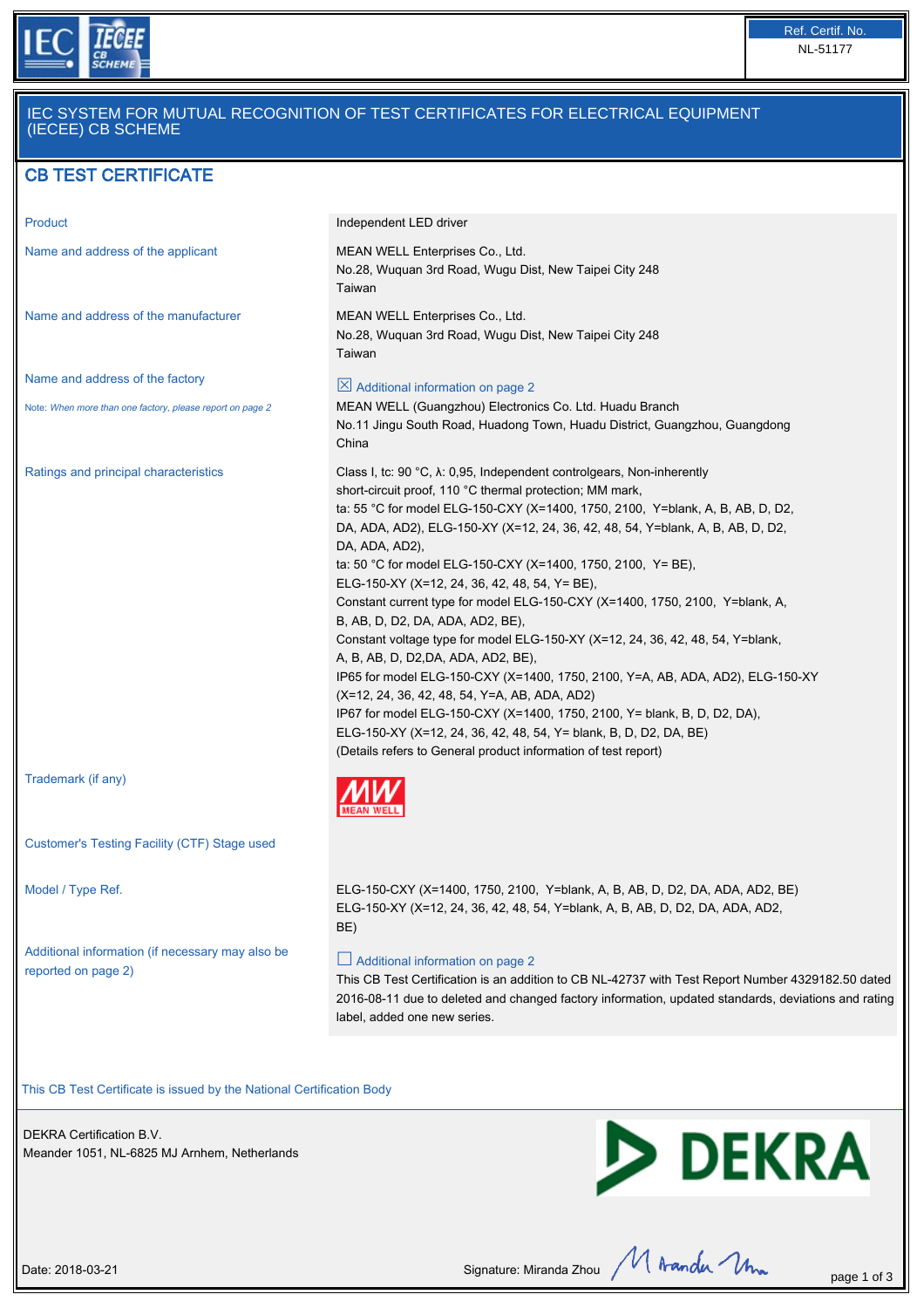Ref. Certif. No.
NL-51177

# IEC SYSTEM FOR MUTUAL RECOGNITION OF TEST CERTIFICATES FOR ELECTRICAL EQUIPMENT (IECEE) CB SCHEME

## CB TEST CERTIFICATE

| | |
|---|---|
| Product | Independent LED driver |
| Name and address of the applicant | MEAN WELL Enterprises Co., Ltd.<br>No.28, Wuquan 3rd Road, Wugu Dist, New Taipei City 248<br>Taiwan |
| Name and address of the manufacturer | MEAN WELL Enterprises Co., Ltd.<br>No.28, Wuquan 3rd Road, Wugu Dist, New Taipei City 248<br>Taiwan |
| Name and address of the factory<br>Note: *When more than one factory, please report on page 2* | ☒ Additional information on page 2<br>MEAN WELL (Guangzhou) Electronics Co. Ltd. Huadu Branch<br>No.11 Jingu South Road, Huadong Town, Huadu District, Guangzhou, Guangdong<br>China |
| Ratings and principal characteristics | Class I, tc: 90 °C, λ: 0,95, Independent controlgears, Non-inherently short-circuit proof, 110 °C thermal protection; MM mark,<br>ta: 55 °C for model ELG-150-CXY (X=1400, 1750, 2100, Y=blank, A, B, AB, D, D2, DA, ADA, AD2), ELG-150-XY (X=12, 24, 36, 42, 48, 54, Y=blank, A, B, AB, D, D2, DA, ADA, AD2),<br>ta: 50 °C for model ELG-150-CXY (X=1400, 1750, 2100, Y= BE), ELG-150-XY (X=12, 24, 36, 42, 48, 54, Y= BE),<br>Constant current type for model ELG-150-CXY (X=1400, 1750, 2100, Y=blank, A, B, AB, D, D2, DA, ADA, AD2, BE),<br>Constant voltage type for model ELG-150-XY (X=12, 24, 36, 42, 48, 54, Y=blank, A, B, AB, D, D2,DA, ADA, AD2, BE),<br>IP65 for model ELG-150-CXY (X=1400, 1750, 2100, Y=A, AB, ADA, AD2), ELG-150-XY (X=12, 24, 36, 42, 48, 54, Y=A, AB, ADA, AD2)<br>IP67 for model ELG-150-CXY (X=1400, 1750, 2100, Y= blank, B, D, D2, DA), ELG-150-XY (X=12, 24, 36, 42, 48, 54, Y= blank, B, D, D2, DA, BE)<br>(Details refers to General product information of test report) |
| Trademark (if any) | MW MEAN WELL |
| Customer's Testing Facility (CTF) Stage used | |
| Model / Type Ref. | ELG-150-CXY (X=1400, 1750, 2100, Y=blank, A, B, AB, D, D2, DA, ADA, AD2, BE)<br>ELG-150-XY (X=12, 24, 36, 42, 48, 54, Y=blank, A, B, AB, D, D2, DA, ADA, AD2, BE) |
| Additional information (if necessary may also be reported on page 2) | ☐ Additional information on page 2<br>This CB Test Certification is an addition to CB NL-42737 with Test Report Number 4329182.50 dated 2016-08-11 due to deleted and changed factory information, updated standards, deviations and rating label, added one new series. |

This CB Test Certificate is issued by the National Certification Body

DEKRA Certification B.V.
Meander 1051, NL-6825 MJ Arnhem, Netherlands

DEKRA

Date: 2018-03-21

Signature: Miranda Zhou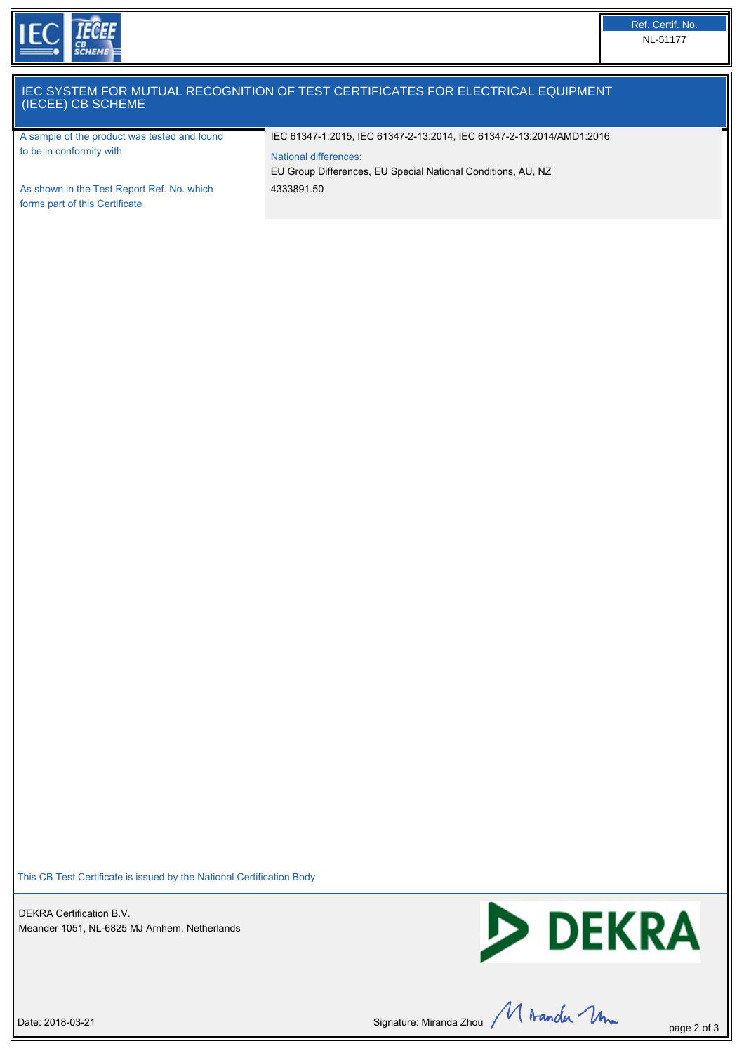Ref. Certif. No.

NL-51177

# IEC SYSTEM FOR MUTUAL RECOGNITION OF TEST CERTIFICATES FOR ELECTRICAL EQUIPMENT (IECEE) CB SCHEME

| | |
|---|---|
| A sample of the product was tested and found to be in conformity with | IEC 61347-1:2015, IEC 61347-2-13:2014, IEC 61347-2-13:2014/AMD1:2016 |
| | National differences: EU Group Differences, EU Special National Conditions, AU, NZ |
| As shown in the Test Report Ref. No. which forms part of this Certificate | 4333891.50 |

This CB Test Certificate is issued by the National Certification Body

DEKRA Certification B.V.
Meander 1051, NL-6825 MJ Arnhem, Netherlands

Date: 2018-03-21

Signature: Miranda Zhou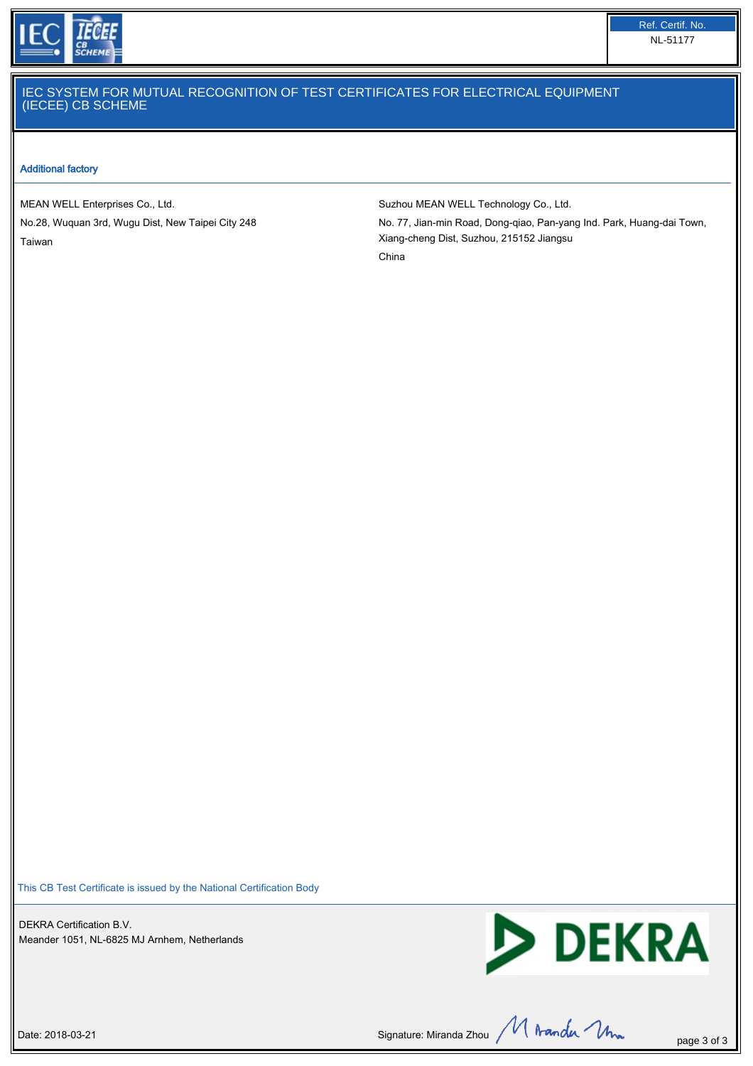Ref. Certif. No.
NL-51177

# IEC SYSTEM FOR MUTUAL RECOGNITION OF TEST CERTIFICATES FOR ELECTRICAL EQUIPMENT (IECEE) CB SCHEME

## Additional factory

MEAN WELL Enterprises Co., Ltd.
No.28, Wuquan 3rd, Wugu Dist, New Taipei City 248
Taiwan

Suzhou MEAN WELL Technology Co., Ltd.
No. 77, Jian-min Road, Dong-qiao, Pan-yang Ind. Park, Huang-dai Town, Xiang-cheng Dist, Suzhou, 215152 Jiangsu
China

This CB Test Certificate is issued by the National Certification Body

DEKRA Certification B.V.
Meander 1051, NL-6825 MJ Arnhem, Netherlands

DEKRA

Date: 2018-03-21

Signature: Miranda Zhou